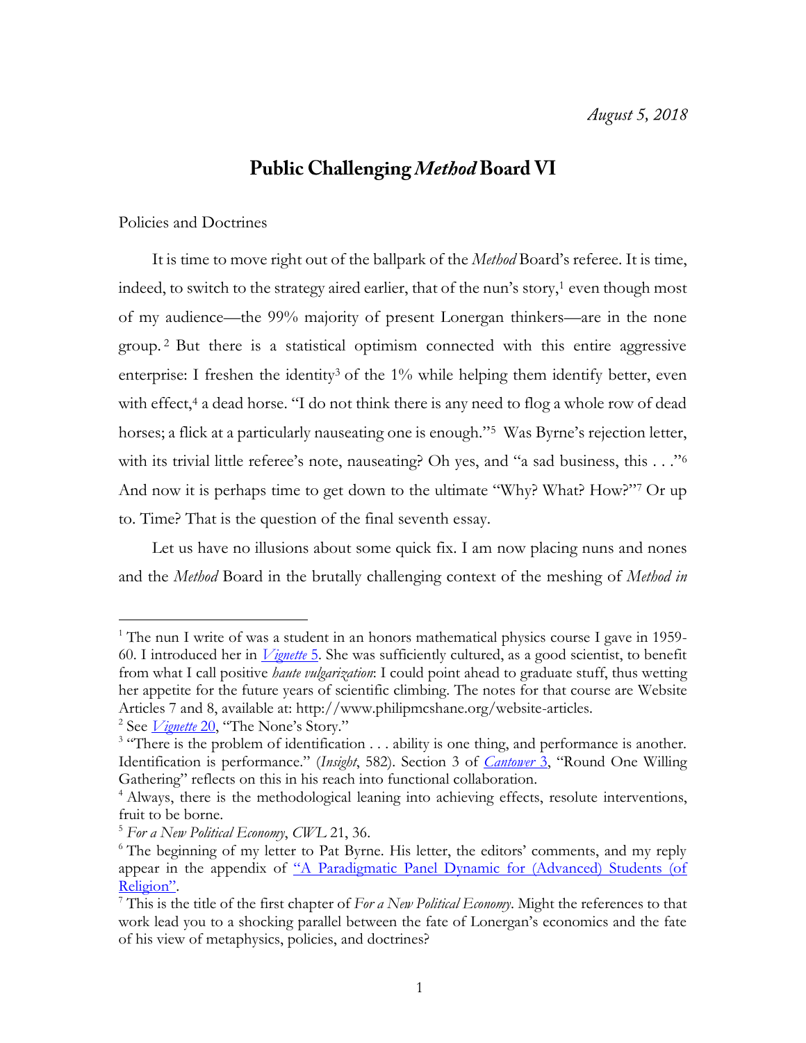*August 5, 2018*

# Public Challenging *Method* Board VI

Policies and Doctrines

It is time to move right out of the ballpark of the *Method* Board's referee. It is time, indeed, to switch to the strategy aired earlier, that of the nun's story,[1] even though most of my audience—the 99% majority of present Lonergan thinkers—are in the none group.[2] But there is a statistical optimism connected with this entire aggressive enterprise: I freshen the identity[3] of the 1% while helping them identify better, even with effect,[4] a dead horse. "I do not think there is any need to flog a whole row of dead horses; a flick at a particularly nauseating one is enough."[5] Was Byrne's rejection letter, with its trivial little referee's note, nauseating? Oh yes, and "a sad business, this . . ."[6] And now it is perhaps time to get down to the ultimate "Why? What? How?"[7] Or up to. Time? That is the question of the final seventh essay.

Let us have no illusions about some quick fix. I am now placing nuns and nones and the *Method* Board in the brutally challenging context of the meshing of *Method in*

---

[1] The nun I write of was a student in an honors mathematical physics course I gave in 1959-60. I introduced her in *Vignette* 5. She was sufficiently cultured, as a good scientist, to benefit from what I call positive *haute vulgarization*: I could point ahead to graduate stuff, thus wetting her appetite for the future years of scientific climbing. The notes for that course are Website Articles 7 and 8, available at: http://www.philipmcshane.org/website-articles.

[2] See *Vignette* 20, "The None's Story."

[3] "There is the problem of identification . . . ability is one thing, and performance is another. Identification is performance." (*Insight*, 582). Section 3 of *Cantower* 3, "Round One Willing Gathering" reflects on this in his reach into functional collaboration.

[4] Always, there is the methodological leaning into achieving effects, resolute interventions, fruit to be borne.

[5] *For a New Political Economy*, *CWL* 21, 36.

[6] The beginning of my letter to Pat Byrne. His letter, the editors' comments, and my reply appear in the appendix of "A Paradigmatic Panel Dynamic for (Advanced) Students (of Religion)".

[7] This is the title of the first chapter of *For a New Political Economy*. Might the references to that work lead you to a shocking parallel between the fate of Lonergan's economics and the fate of his view of metaphysics, policies, and doctrines?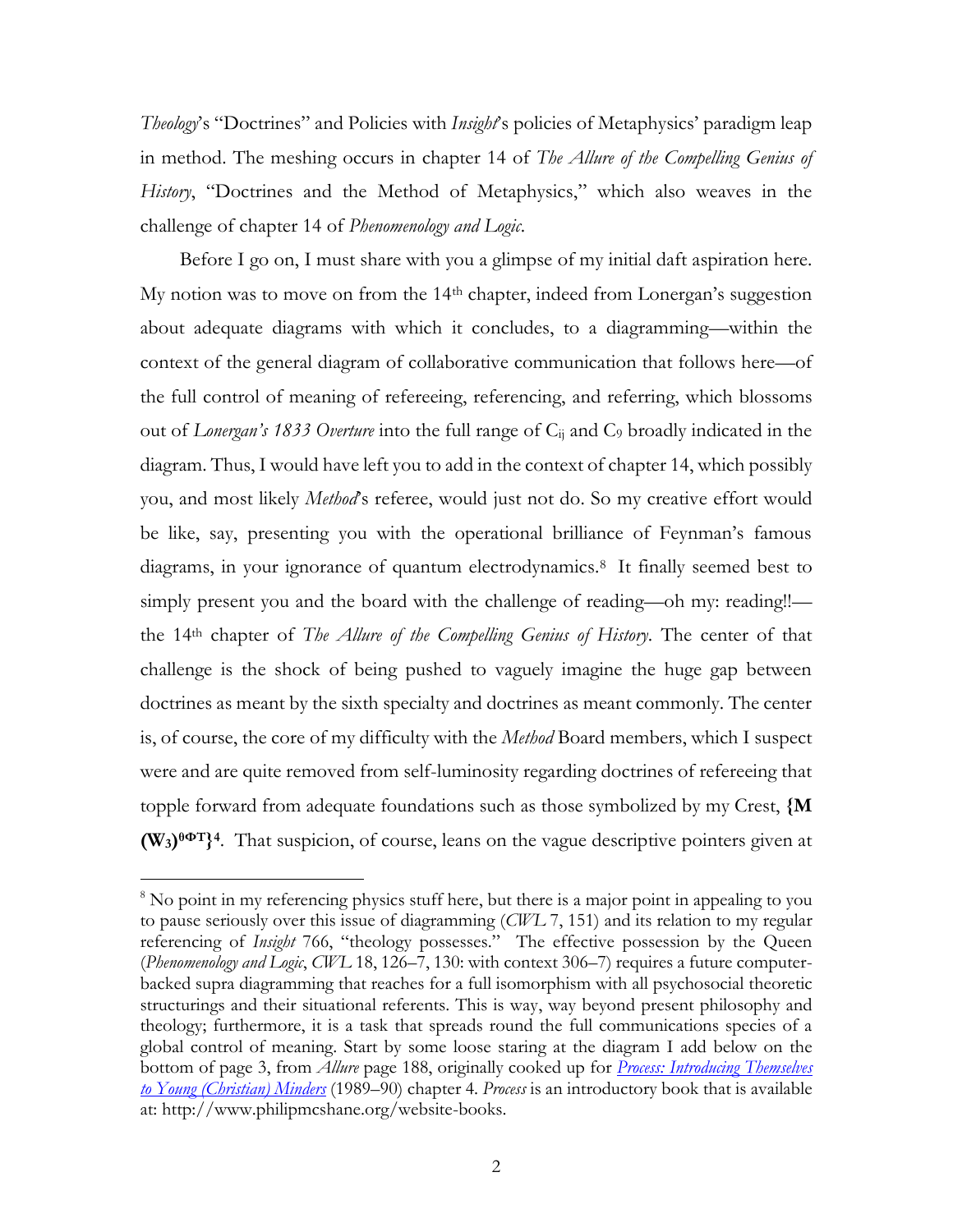*Theology*'s "Doctrines" and Policies with *Insight*'s policies of Metaphysics' paradigm leap in method. The meshing occurs in chapter 14 of *The Allure of the Compelling Genius of History*, "Doctrines and the Method of Metaphysics," which also weaves in the challenge of chapter 14 of *Phenomenology and Logic*.

Before I go on, I must share with you a glimpse of my initial daft aspiration here. My notion was to move on from the 14th chapter, indeed from Lonergan's suggestion about adequate diagrams with which it concludes, to a diagramming—within the context of the general diagram of collaborative communication that follows here—of the full control of meaning of refereeing, referencing, and referring, which blossoms out of *Lonergan's 1833 Overture* into the full range of $C_{ij}$ and $C_9$ broadly indicated in the diagram. Thus, I would have left you to add in the context of chapter 14, which possibly you, and most likely *Method*'s referee, would just not do. So my creative effort would be like, say, presenting you with the operational brilliance of Feynman's famous diagrams, in your ignorance of quantum electrodynamics.[8] It finally seemed best to simply present you and the board with the challenge of reading—oh my: reading!!—the 14th chapter of *The Allure of the Compelling Genius of History*. The center of that challenge is the shock of being pushed to vaguely imagine the huge gap between doctrines as meant by the sixth specialty and doctrines as meant commonly. The center is, of course, the core of my difficulty with the *Method* Board members, which I suspect were and are quite removed from self-luminosity regarding doctrines of refereeing that topple forward from adequate foundations such as those symbolized by my Crest, **$\{M(W_3)^{\theta\Phi T}\}^4$**. That suspicion, of course, leans on the vague descriptive pointers given at

---

[8] No point in my referencing physics stuff here, but there is a major point in appealing to you to pause seriously over this issue of diagramming (*CWL* 7, 151) and its relation to my regular referencing of *Insight* 766, "theology possesses." The effective possession by the Queen (*Phenomenology and Logic*, *CWL* 18, 126–7, 130: with context 306–7) requires a future computer-backed supra diagramming that reaches for a full isomorphism with all psychosocial theoretic structurings and their situational referents. This is way, way beyond present philosophy and theology; furthermore, it is a task that spreads round the full communications species of a global control of meaning. Start by some loose staring at the diagram I add below on the bottom of page 3, from *Allure* page 188, originally cooked up for *Process: Introducing Themselves to Young (Christian) Minders* (1989–90) chapter 4. *Process* is an introductory book that is available at: http://www.philipmcshane.org/website-books.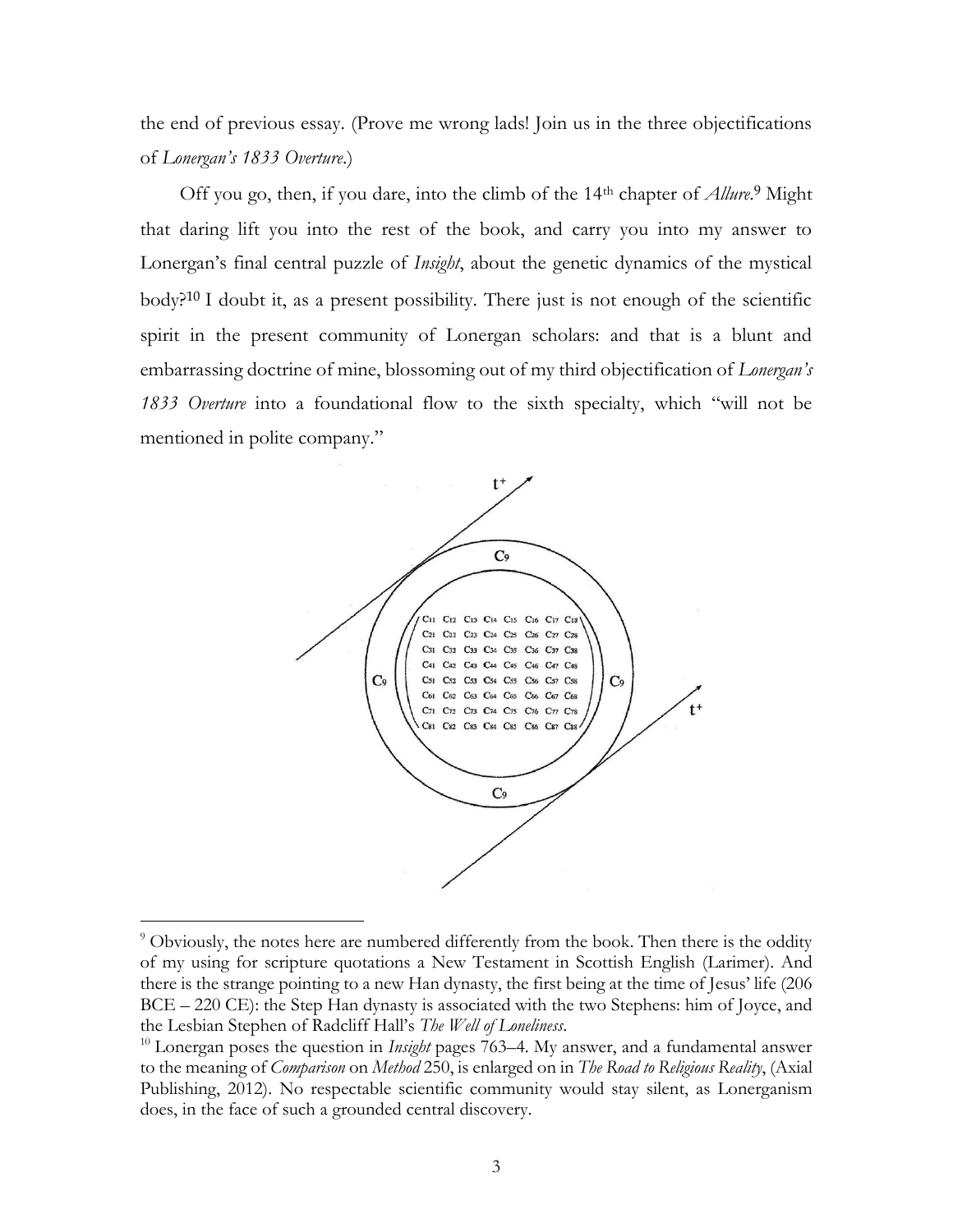the end of previous essay. (Prove me wrong lads! Join us in the three objectifications of *Lonergan's 1833 Overture*.)

Off you go, then, if you dare, into the climb of the 14th chapter of *Allure*.[9] Might that daring lift you into the rest of the book, and carry you into my answer to Lonergan's final central puzzle of *Insight*, about the genetic dynamics of the mystical body?[10] I doubt it, as a present possibility. There just is not enough of the scientific spirit in the present community of Lonergan scholars: and that is a blunt and embarrassing doctrine of mine, blossoming out of my third objectification of *Lonergan's 1833 Overture* into a foundational flow to the sixth specialty, which "will not be mentioned in polite company."

[9] Obviously, the notes here are numbered differently from the book. Then there is the oddity of my using for scripture quotations a New Testament in Scottish English (Larimer). And there is the strange pointing to a new Han dynasty, the first being at the time of Jesus' life (206 BCE – 220 CE): the Step Han dynasty is associated with the two Stephens: him of Joyce, and the Lesbian Stephen of Radcliff Hall's *The Well of Loneliness*.

[10] Lonergan poses the question in *Insight* pages 763–4. My answer, and a fundamental answer to the meaning of *Comparison* on *Method* 250, is enlarged on in *The Road to Religious Reality*, (Axial Publishing, 2012). No respectable scientific community would stay silent, as Lonerganism does, in the face of such a grounded central discovery.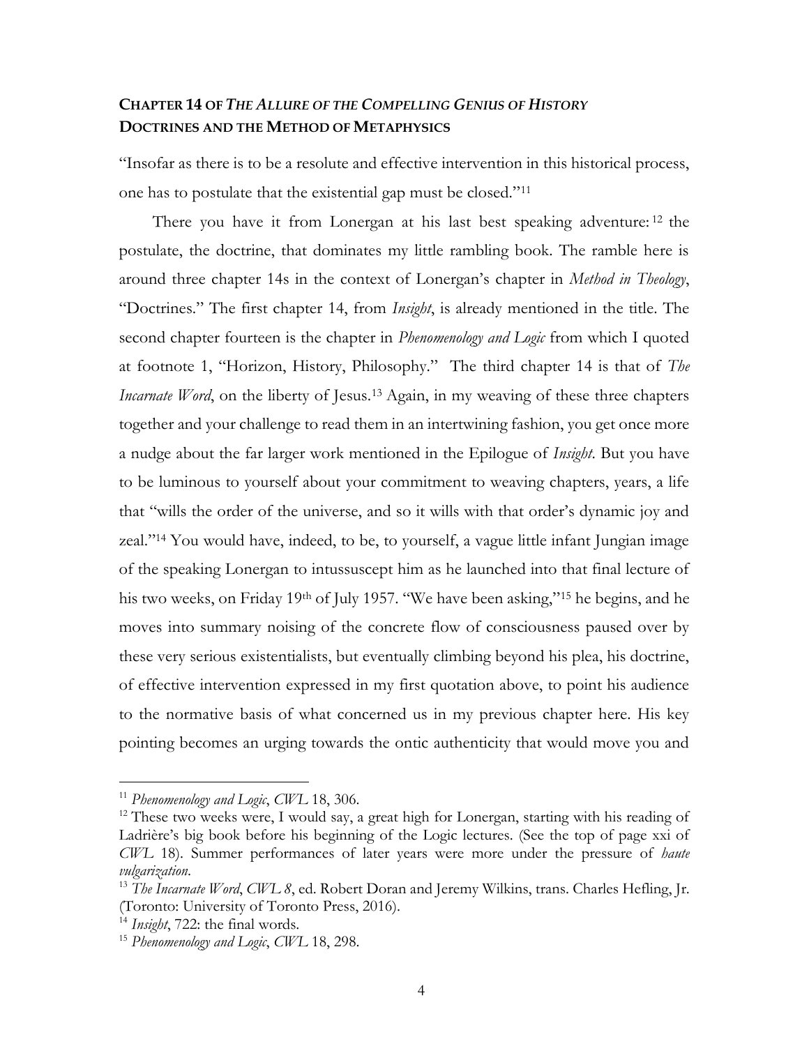## CHAPTER 14 OF *THE ALLURE OF THE COMPELLING GENIUS OF HISTORY* DOCTRINES AND THE METHOD OF METAPHYSICS

"Insofar as there is to be a resolute and effective intervention in this historical process, one has to postulate that the existential gap must be closed."[11]

There you have it from Lonergan at his last best speaking adventure:[12] the postulate, the doctrine, that dominates my little rambling book. The ramble here is around three chapter 14s in the context of Lonergan's chapter in *Method in Theology*, "Doctrines." The first chapter 14, from *Insight*, is already mentioned in the title. The second chapter fourteen is the chapter in *Phenomenology and Logic* from which I quoted at footnote 1, "Horizon, History, Philosophy." The third chapter 14 is that of *The Incarnate Word*, on the liberty of Jesus.[13] Again, in my weaving of these three chapters together and your challenge to read them in an intertwining fashion, you get once more a nudge about the far larger work mentioned in the Epilogue of *Insight*. But you have to be luminous to yourself about your commitment to weaving chapters, years, a life that "wills the order of the universe, and so it wills with that order's dynamic joy and zeal."[14] You would have, indeed, to be, to yourself, a vague little infant Jungian image of the speaking Lonergan to intussuscept him as he launched into that final lecture of his two weeks, on Friday 19th of July 1957. "We have been asking,"[15] he begins, and he moves into summary noising of the concrete flow of consciousness paused over by these very serious existentialists, but eventually climbing beyond his plea, his doctrine, of effective intervention expressed in my first quotation above, to point his audience to the normative basis of what concerned us in my previous chapter here. His key pointing becomes an urging towards the ontic authenticity that would move you and

---

[11] *Phenomenology and Logic*, *CWL* 18, 306.

[12] These two weeks were, I would say, a great high for Lonergan, starting with his reading of Ladrière's big book before his beginning of the Logic lectures. (See the top of page xxi of *CWL* 18). Summer performances of later years were more under the pressure of *haute vulgarization*.

[13] *The Incarnate Word*, *CWL 8*, ed. Robert Doran and Jeremy Wilkins, trans. Charles Hefling, Jr. (Toronto: University of Toronto Press, 2016).

[14] *Insight*, 722: the final words.

[15] *Phenomenology and Logic*, *CWL* 18, 298.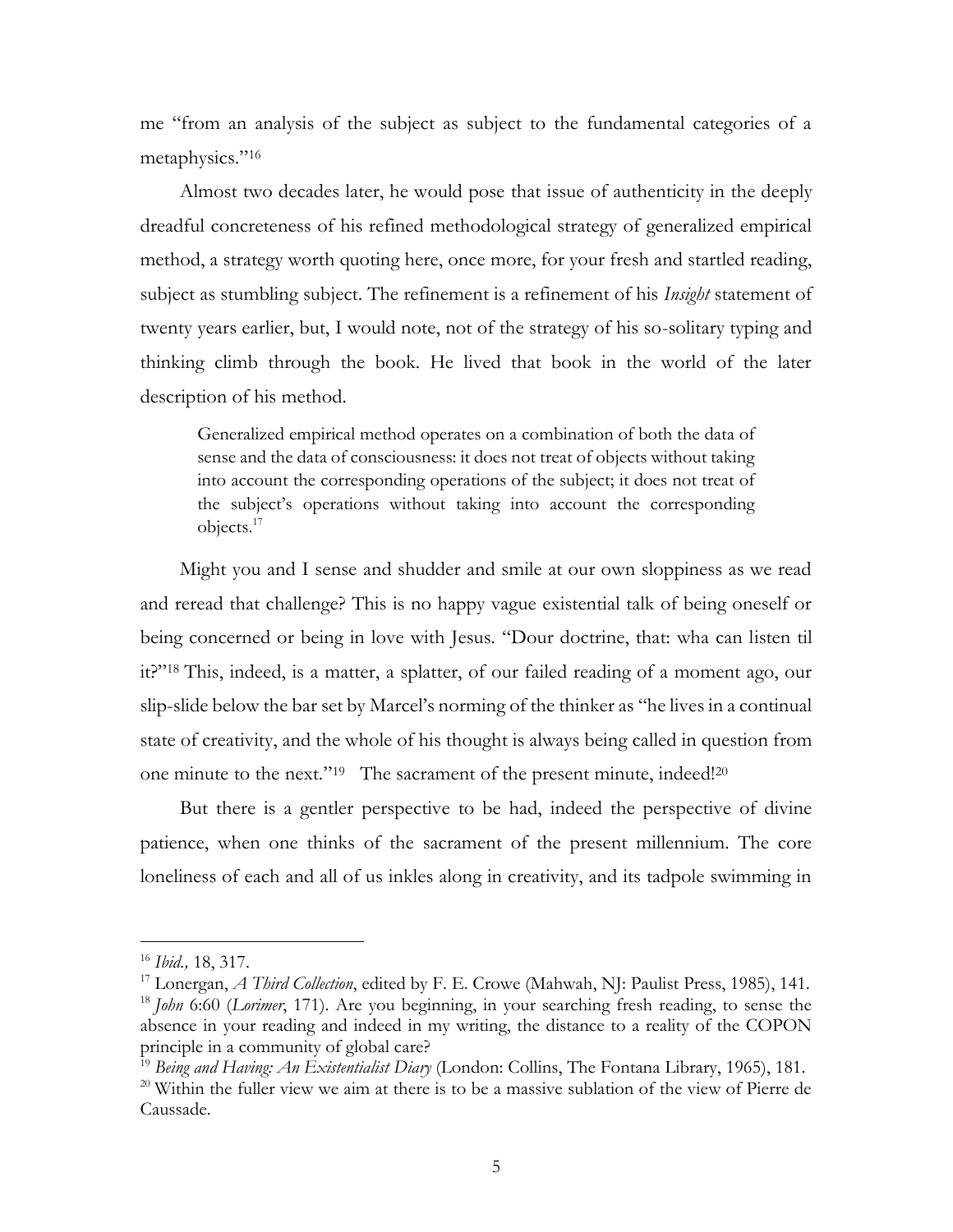me "from an analysis of the subject as subject to the fundamental categories of a metaphysics."[16]

Almost two decades later, he would pose that issue of authenticity in the deeply dreadful concreteness of his refined methodological strategy of generalized empirical method, a strategy worth quoting here, once more, for your fresh and startled reading, subject as stumbling subject. The refinement is a refinement of his *Insight* statement of twenty years earlier, but, I would note, not of the strategy of his so-solitary typing and thinking climb through the book. He lived that book in the world of the later description of his method.

> Generalized empirical method operates on a combination of both the data of sense and the data of consciousness: it does not treat of objects without taking into account the corresponding operations of the subject; it does not treat of the subject's operations without taking into account the corresponding objects.[17]

Might you and I sense and shudder and smile at our own sloppiness as we read and reread that challenge? This is no happy vague existential talk of being oneself or being concerned or being in love with Jesus. "Dour doctrine, that: wha can listen til it?"[18] This, indeed, is a matter, a splatter, of our failed reading of a moment ago, our slip-slide below the bar set by Marcel's norming of the thinker as "he lives in a continual state of creativity, and the whole of his thought is always being called in question from one minute to the next."[19] The sacrament of the present minute, indeed![20]

But there is a gentler perspective to be had, indeed the perspective of divine patience, when one thinks of the sacrament of the present millennium. The core loneliness of each and all of us inkles along in creativity, and its tadpole swimming in

---

[16] *Ibid.,* 18, 317.

[17] Lonergan, *A Third Collection*, edited by F. E. Crowe (Mahwah, NJ: Paulist Press, 1985), 141.

[18] *John* 6:60 (*Lorimer*, 171). Are you beginning, in your searching fresh reading, to sense the absence in your reading and indeed in my writing, the distance to a reality of the COPON principle in a community of global care?

[19] *Being and Having: An Existentialist Diary* (London: Collins, The Fontana Library, 1965), 181.

[20] Within the fuller view we aim at there is to be a massive sublation of the view of Pierre de Caussade.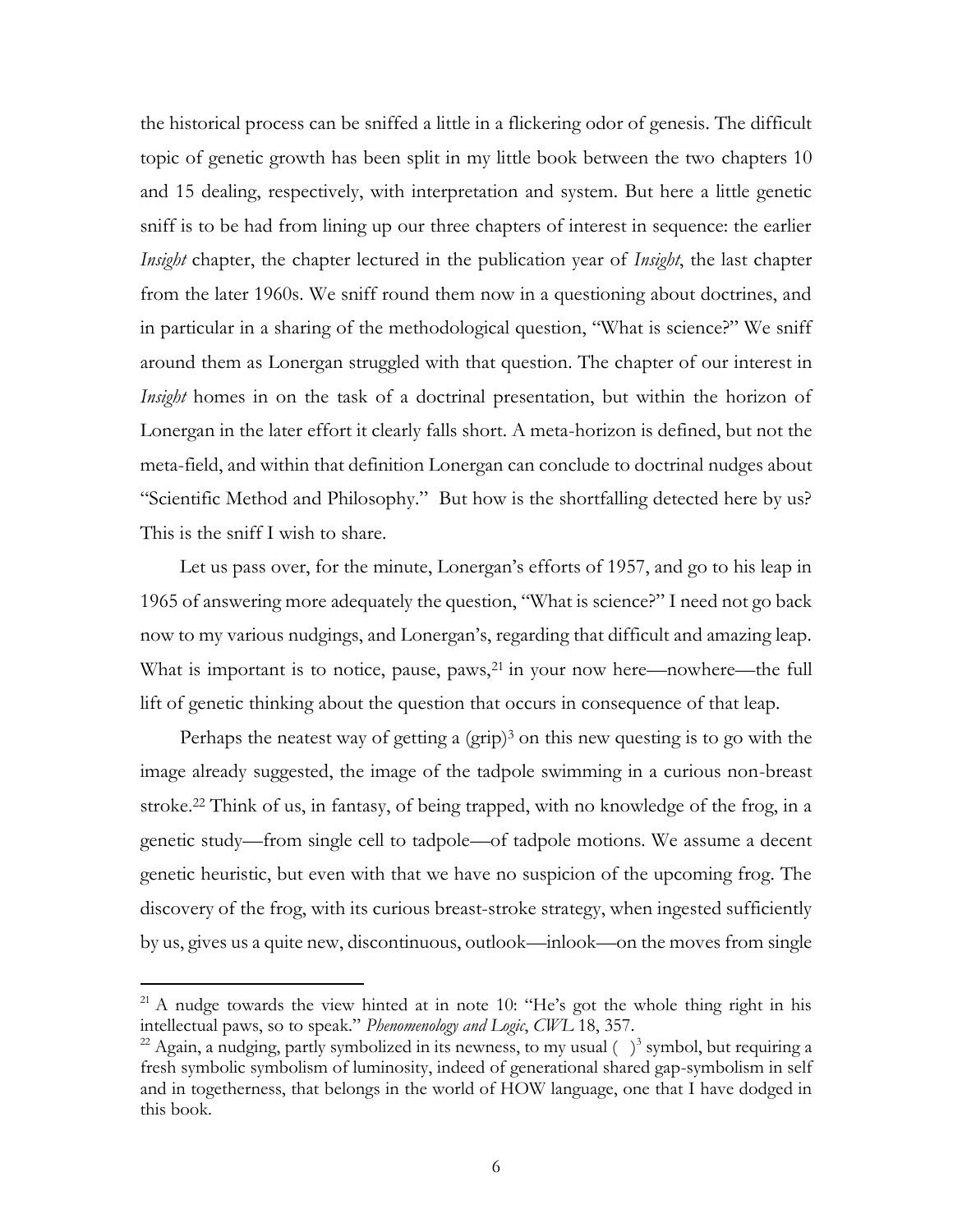the historical process can be sniffed a little in a flickering odor of genesis. The difficult topic of genetic growth has been split in my little book between the two chapters 10 and 15 dealing, respectively, with interpretation and system. But here a little genetic sniff is to be had from lining up our three chapters of interest in sequence: the earlier *Insight* chapter, the chapter lectured in the publication year of *Insight*, the last chapter from the later 1960s. We sniff round them now in a questioning about doctrines, and in particular in a sharing of the methodological question, "What is science?" We sniff around them as Lonergan struggled with that question. The chapter of our interest in *Insight* homes in on the task of a doctrinal presentation, but within the horizon of Lonergan in the later effort it clearly falls short. A meta-horizon is defined, but not the meta-field, and within that definition Lonergan can conclude to doctrinal nudges about "Scientific Method and Philosophy." But how is the shortfalling detected here by us? This is the sniff I wish to share.

Let us pass over, for the minute, Lonergan's efforts of 1957, and go to his leap in 1965 of answering more adequately the question, "What is science?" I need not go back now to my various nudgings, and Lonergan's, regarding that difficult and amazing leap. What is important is to notice, pause, paws,[21] in your now here—nowhere—the full lift of genetic thinking about the question that occurs in consequence of that leap.

Perhaps the neatest way of getting a $(\text{grip})^3$ on this new questing is to go with the image already suggested, the image of the tadpole swimming in a curious non-breast stroke.[22] Think of us, in fantasy, of being trapped, with no knowledge of the frog, in a genetic study—from single cell to tadpole—of tadpole motions. We assume a decent genetic heuristic, but even with that we have no suspicion of the upcoming frog. The discovery of the frog, with its curious breast-stroke strategy, when ingested sufficiently by us, gives us a quite new, discontinuous, outlook—inlook—on the moves from single

---

[21] A nudge towards the view hinted at in note 10: "He's got the whole thing right in his intellectual paws, so to speak." *Phenomenology and Logic*, *CWL* 18, 357.

[22] Again, a nudging, partly symbolized in its newness, to my usual $(\ )^3$ symbol, but requiring a fresh symbolic symbolism of luminosity, indeed of generational shared gap-symbolism in self and in togetherness, that belongs in the world of HOW language, one that I have dodged in this book.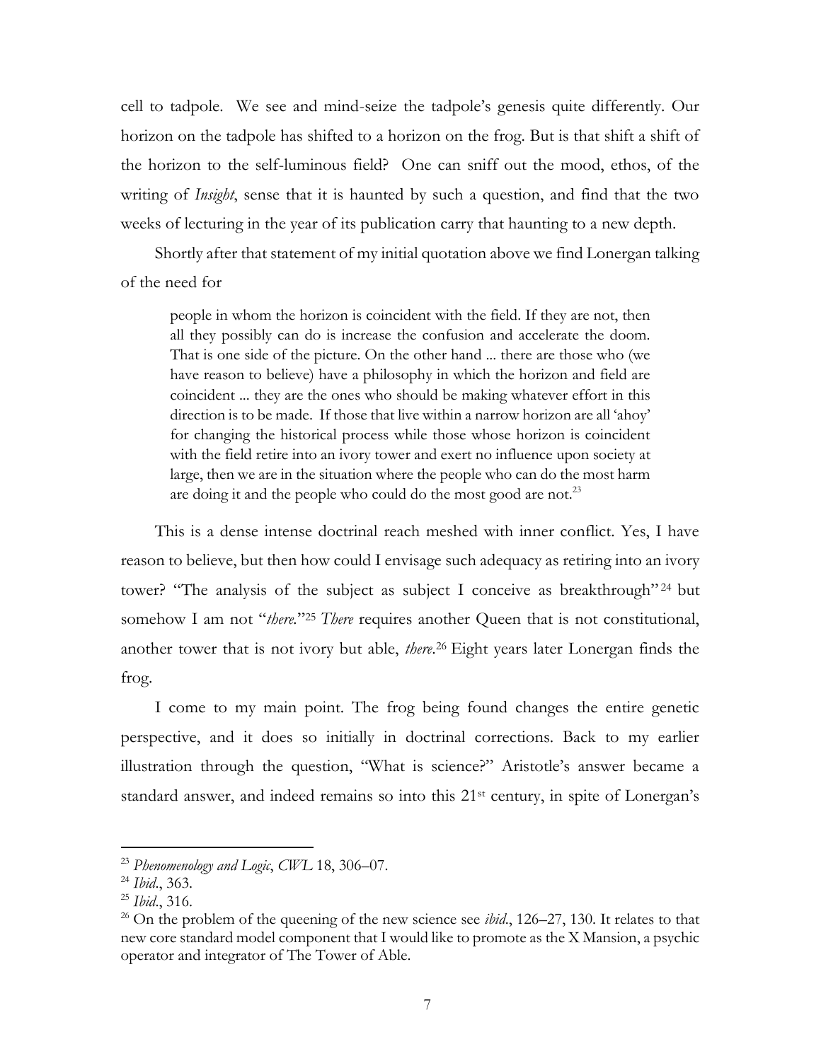cell to tadpole. We see and mind-seize the tadpole's genesis quite differently. Our horizon on the tadpole has shifted to a horizon on the frog. But is that shift a shift of the horizon to the self-luminous field? One can sniff out the mood, ethos, of the writing of *Insight*, sense that it is haunted by such a question, and find that the two weeks of lecturing in the year of its publication carry that haunting to a new depth.

Shortly after that statement of my initial quotation above we find Lonergan talking of the need for

> people in whom the horizon is coincident with the field. If they are not, then all they possibly can do is increase the confusion and accelerate the doom. That is one side of the picture. On the other hand ... there are those who (we have reason to believe) have a philosophy in which the horizon and field are coincident ... they are the ones who should be making whatever effort in this direction is to be made. If those that live within a narrow horizon are all 'ahoy' for changing the historical process while those whose horizon is coincident with the field retire into an ivory tower and exert no influence upon society at large, then we are in the situation where the people who can do the most harm are doing it and the people who could do the most good are not.[23]

This is a dense intense doctrinal reach meshed with inner conflict. Yes, I have reason to believe, but then how could I envisage such adequacy as retiring into an ivory tower? "The analysis of the subject as subject I conceive as breakthrough"[24] but somehow I am not "*there*."[25] *There* requires another Queen that is not constitutional, another tower that is not ivory but able, *there*.[26] Eight years later Lonergan finds the frog.

I come to my main point. The frog being found changes the entire genetic perspective, and it does so initially in doctrinal corrections. Back to my earlier illustration through the question, "What is science?" Aristotle's answer became a standard answer, and indeed remains so into this 21st century, in spite of Lonergan's

---

[23] *Phenomenology and Logic*, *CWL* 18, 306–07.

[24] *Ibid*., 363.

[25] *Ibid*., 316.

[26] On the problem of the queening of the new science see *ibid*., 126–27, 130. It relates to that new core standard model component that I would like to promote as the X Mansion, a psychic operator and integrator of The Tower of Able.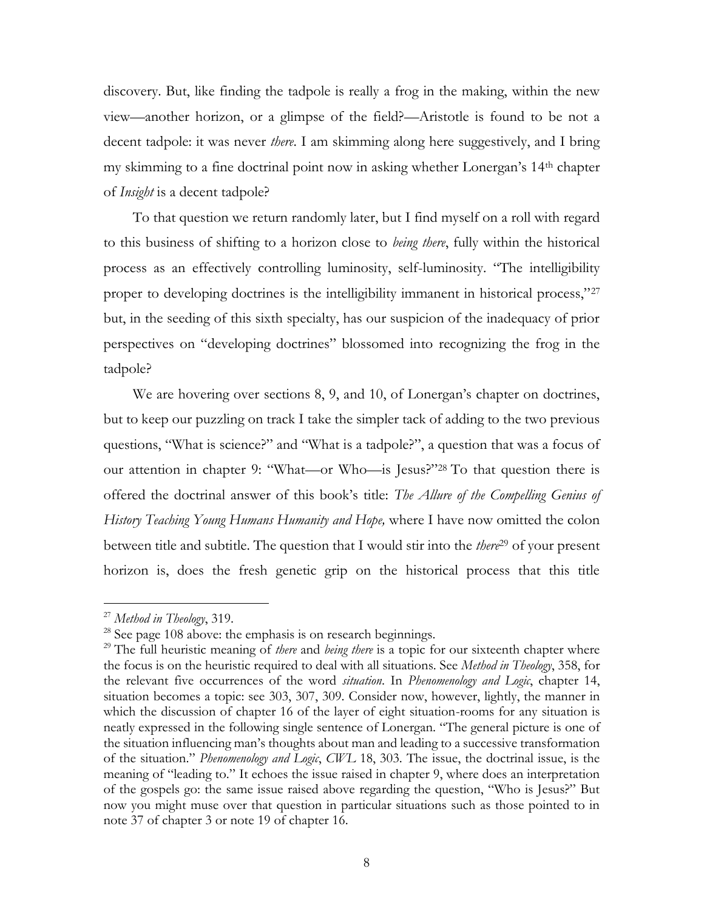discovery. But, like finding the tadpole is really a frog in the making, within the new view—another horizon, or a glimpse of the field?—Aristotle is found to be not a decent tadpole: it was never *there*. I am skimming along here suggestively, and I bring my skimming to a fine doctrinal point now in asking whether Lonergan's 14th chapter of *Insight* is a decent tadpole?

To that question we return randomly later, but I find myself on a roll with regard to this business of shifting to a horizon close to *being there*, fully within the historical process as an effectively controlling luminosity, self-luminosity. "The intelligibility proper to developing doctrines is the intelligibility immanent in historical process,"[27] but, in the seeding of this sixth specialty, has our suspicion of the inadequacy of prior perspectives on "developing doctrines" blossomed into recognizing the frog in the tadpole?

We are hovering over sections 8, 9, and 10, of Lonergan's chapter on doctrines, but to keep our puzzling on track I take the simpler tack of adding to the two previous questions, "What is science?" and "What is a tadpole?", a question that was a focus of our attention in chapter 9: "What—or Who—is Jesus?"[28] To that question there is offered the doctrinal answer of this book's title: *The Allure of the Compelling Genius of History Teaching Young Humans Humanity and Hope,* where I have now omitted the colon between title and subtitle. The question that I would stir into the *there*[29] of your present horizon is, does the fresh genetic grip on the historical process that this title

---

[27] *Method in Theology*, 319.

[28] See page 108 above: the emphasis is on research beginnings.

[29] The full heuristic meaning of *there* and *being there* is a topic for our sixteenth chapter where the focus is on the heuristic required to deal with all situations. See *Method in Theology*, 358, for the relevant five occurrences of the word *situation*. In *Phenomenology and Logic*, chapter 14, situation becomes a topic: see 303, 307, 309. Consider now, however, lightly, the manner in which the discussion of chapter 16 of the layer of eight situation-rooms for any situation is neatly expressed in the following single sentence of Lonergan. "The general picture is one of the situation influencing man's thoughts about man and leading to a successive transformation of the situation." *Phenomenology and Logic*, *CWL* 18, 303. The issue, the doctrinal issue, is the meaning of "leading to." It echoes the issue raised in chapter 9, where does an interpretation of the gospels go: the same issue raised above regarding the question, "Who is Jesus?" But now you might muse over that question in particular situations such as those pointed to in note 37 of chapter 3 or note 19 of chapter 16.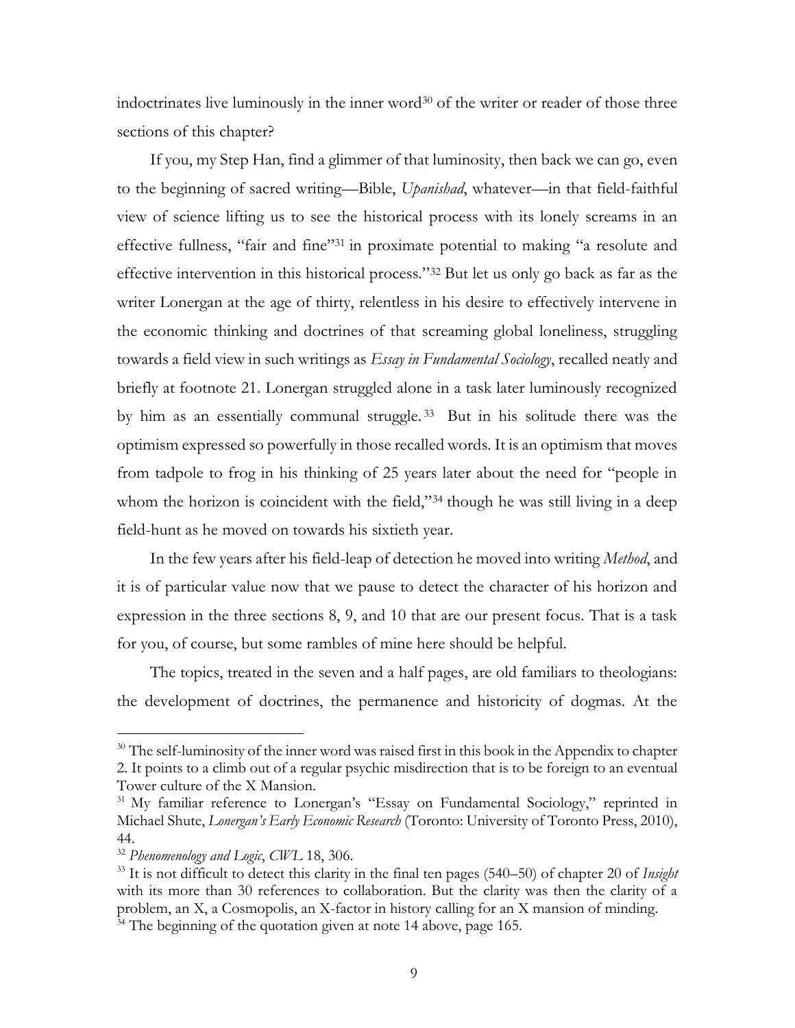indoctrinates live luminously in the inner word[30] of the writer or reader of those three sections of this chapter?

If you, my Step Han, find a glimmer of that luminosity, then back we can go, even to the beginning of sacred writing—Bible, *Upanishad*, whatever—in that field-faithful view of science lifting us to see the historical process with its lonely screams in an effective fullness, "fair and fine"[31] in proximate potential to making "a resolute and effective intervention in this historical process."[32] But let us only go back as far as the writer Lonergan at the age of thirty, relentless in his desire to effectively intervene in the economic thinking and doctrines of that screaming global loneliness, struggling towards a field view in such writings as *Essay in Fundamental Sociology*, recalled neatly and briefly at footnote 21. Lonergan struggled alone in a task later luminously recognized by him as an essentially communal struggle.[33] But in his solitude there was the optimism expressed so powerfully in those recalled words. It is an optimism that moves from tadpole to frog in his thinking of 25 years later about the need for "people in whom the horizon is coincident with the field,"[34] though he was still living in a deep field-hunt as he moved on towards his sixtieth year.

In the few years after his field-leap of detection he moved into writing *Method*, and it is of particular value now that we pause to detect the character of his horizon and expression in the three sections 8, 9, and 10 that are our present focus. That is a task for you, of course, but some rambles of mine here should be helpful.

The topics, treated in the seven and a half pages, are old familiars to theologians: the development of doctrines, the permanence and historicity of dogmas. At the

---

[30] The self-luminosity of the inner word was raised first in this book in the Appendix to chapter 2. It points to a climb out of a regular psychic misdirection that is to be foreign to an eventual Tower culture of the X Mansion.

[31] My familiar reference to Lonergan's "Essay on Fundamental Sociology," reprinted in Michael Shute, *Lonergan's Early Economic Research* (Toronto: University of Toronto Press, 2010), 44.

[32] *Phenomenology and Logic*, *CWL* 18, 306.

[33] It is not difficult to detect this clarity in the final ten pages (540–50) of chapter 20 of *Insight* with its more than 30 references to collaboration. But the clarity was then the clarity of a problem, an X, a Cosmopolis, an X-factor in history calling for an X mansion of minding.

[34] The beginning of the quotation given at note 14 above, page 165.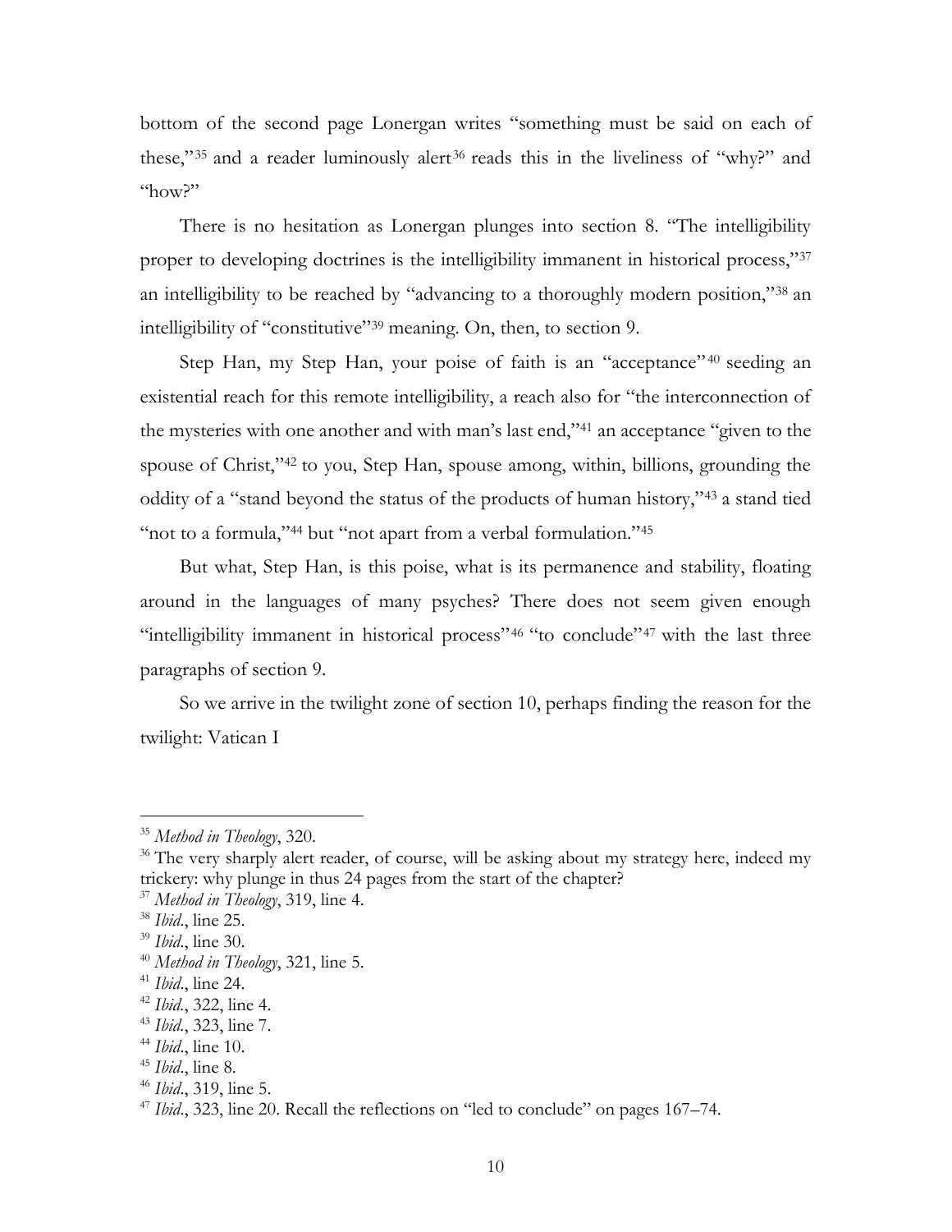bottom of the second page Lonergan writes "something must be said on each of these,"[35] and a reader luminously alert[36] reads this in the liveliness of "why?" and "how?"

There is no hesitation as Lonergan plunges into section 8. "The intelligibility proper to developing doctrines is the intelligibility immanent in historical process,"[37] an intelligibility to be reached by "advancing to a thoroughly modern position,"[38] an intelligibility of "constitutive"[39] meaning. On, then, to section 9.

Step Han, my Step Han, your poise of faith is an "acceptance"[40] seeding an existential reach for this remote intelligibility, a reach also for "the interconnection of the mysteries with one another and with man's last end,"[41] an acceptance "given to the spouse of Christ,"[42] to you, Step Han, spouse among, within, billions, grounding the oddity of a "stand beyond the status of the products of human history,"[43] a stand tied "not to a formula,"[44] but "not apart from a verbal formulation."[45]

But what, Step Han, is this poise, what is its permanence and stability, floating around in the languages of many psyches? There does not seem given enough "intelligibility immanent in historical process"[46] "to conclude"[47] with the last three paragraphs of section 9.

So we arrive in the twilight zone of section 10, perhaps finding the reason for the twilight: Vatican I

---

[35] *Method in Theology*, 320.

[36] The very sharply alert reader, of course, will be asking about my strategy here, indeed my trickery: why plunge in thus 24 pages from the start of the chapter?

[37] *Method in Theology*, 319, line 4.

[38] *Ibid*., line 25.

[39] *Ibid*., line 30.

[40] *Method in Theology*, 321, line 5.

[41] *Ibid*., line 24.

[42] *Ibid*., 322, line 4.

[43] *Ibid*., 323, line 7.

[44] *Ibid*., line 10.

[45] *Ibid*., line 8.

[46] *Ibid*., 319, line 5.

[47] *Ibid*., 323, line 20. Recall the reflections on "led to conclude" on pages 167–74.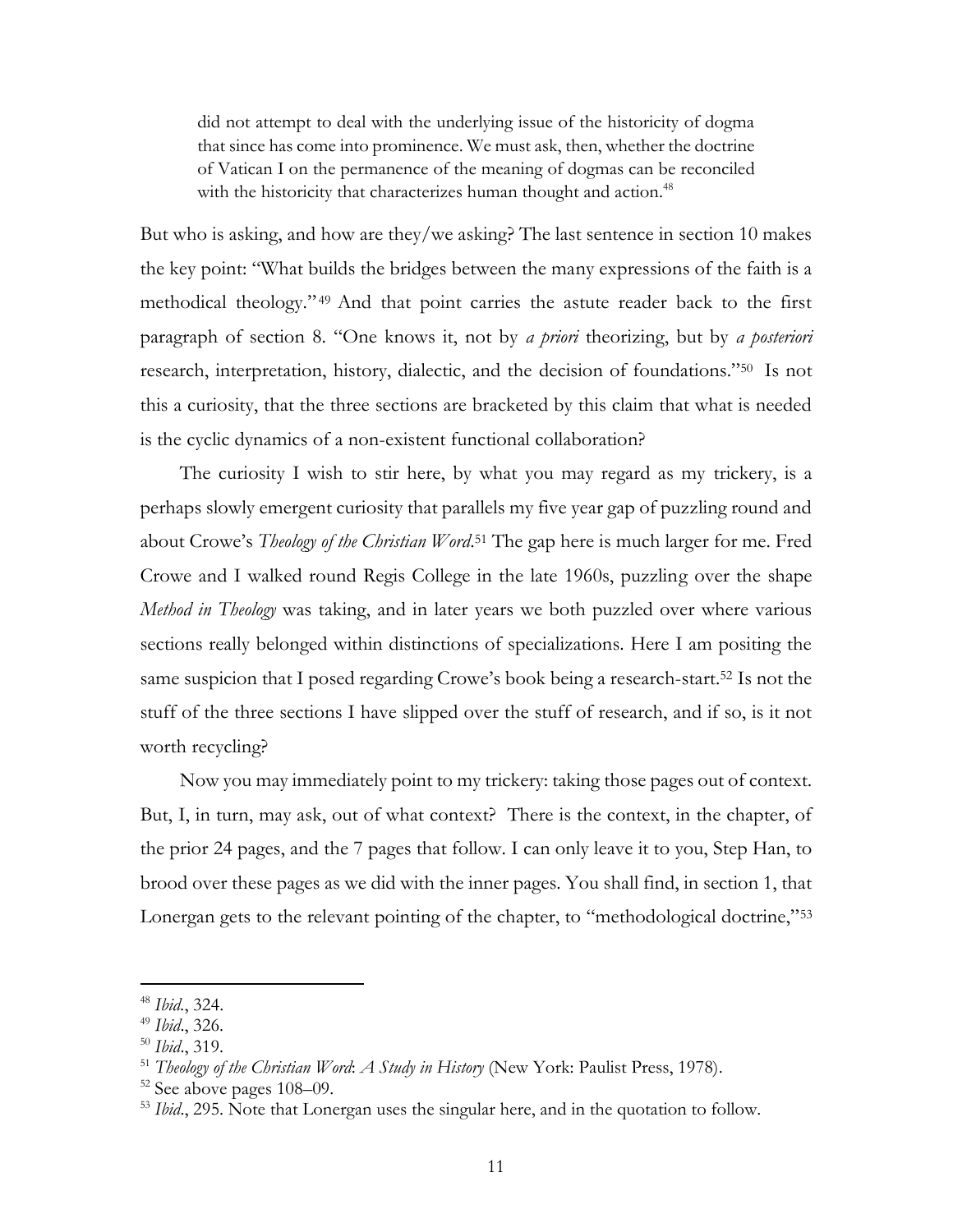> did not attempt to deal with the underlying issue of the historicity of dogma that since has come into prominence. We must ask, then, whether the doctrine of Vatican I on the permanence of the meaning of dogmas can be reconciled with the historicity that characterizes human thought and action.[48]

But who is asking, and how are they/we asking? The last sentence in section 10 makes the key point: "What builds the bridges between the many expressions of the faith is a methodical theology."[49] And that point carries the astute reader back to the first paragraph of section 8. "One knows it, not by *a priori* theorizing, but by *a posteriori* research, interpretation, history, dialectic, and the decision of foundations."[50] Is not this a curiosity, that the three sections are bracketed by this claim that what is needed is the cyclic dynamics of a non-existent functional collaboration?

The curiosity I wish to stir here, by what you may regard as my trickery, is a perhaps slowly emergent curiosity that parallels my five year gap of puzzling round and about Crowe's *Theology of the Christian Word*.[51] The gap here is much larger for me. Fred Crowe and I walked round Regis College in the late 1960s, puzzling over the shape *Method in Theology* was taking, and in later years we both puzzled over where various sections really belonged within distinctions of specializations. Here I am positing the same suspicion that I posed regarding Crowe's book being a research-start.[52] Is not the stuff of the three sections I have slipped over the stuff of research, and if so, is it not worth recycling?

Now you may immediately point to my trickery: taking those pages out of context. But, I, in turn, may ask, out of what context? There is the context, in the chapter, of the prior 24 pages, and the 7 pages that follow. I can only leave it to you, Step Han, to brood over these pages as we did with the inner pages. You shall find, in section 1, that Lonergan gets to the relevant pointing of the chapter, to "methodological doctrine,"[53]

---

[48] *Ibid*., 324.

[49] *Ibid*., 326.

[50] *Ibid*., 319.

[51] *Theology of the Christian Word*: *A Study in History* (New York: Paulist Press, 1978).

[52] See above pages 108–09.

[53] *Ibid*., 295. Note that Lonergan uses the singular here, and in the quotation to follow.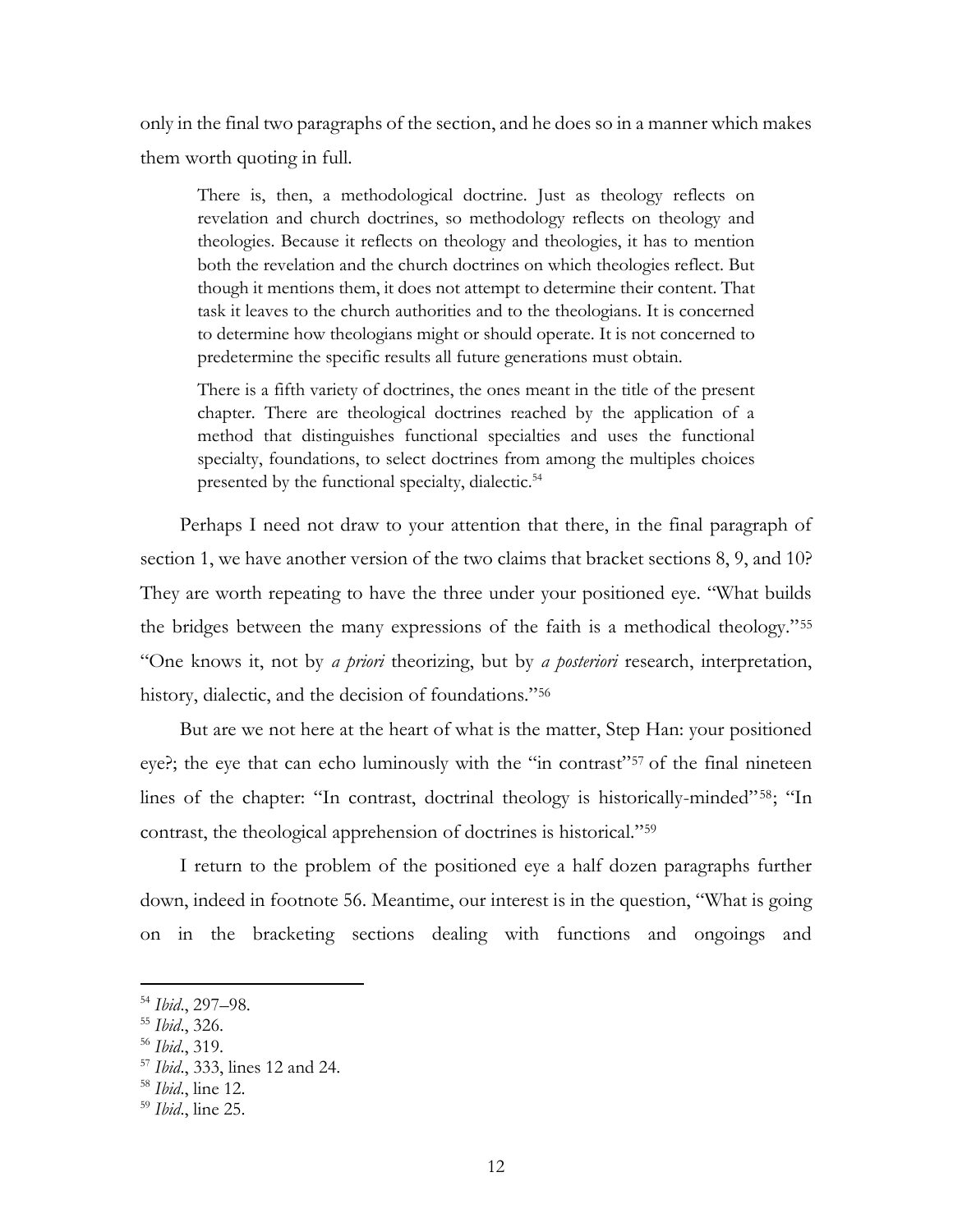only in the final two paragraphs of the section, and he does so in a manner which makes them worth quoting in full.

> There is, then, a methodological doctrine. Just as theology reflects on revelation and church doctrines, so methodology reflects on theology and theologies. Because it reflects on theology and theologies, it has to mention both the revelation and the church doctrines on which theologies reflect. But though it mentions them, it does not attempt to determine their content. That task it leaves to the church authorities and to the theologians. It is concerned to determine how theologians might or should operate. It is not concerned to predetermine the specific results all future generations must obtain.
>
> There is a fifth variety of doctrines, the ones meant in the title of the present chapter. There are theological doctrines reached by the application of a method that distinguishes functional specialties and uses the functional specialty, foundations, to select doctrines from among the multiples choices presented by the functional specialty, dialectic.[54]

Perhaps I need not draw to your attention that there, in the final paragraph of section 1, we have another version of the two claims that bracket sections 8, 9, and 10? They are worth repeating to have the three under your positioned eye. "What builds the bridges between the many expressions of the faith is a methodical theology."[55] "One knows it, not by *a priori* theorizing, but by *a posteriori* research, interpretation, history, dialectic, and the decision of foundations."[56]

But are we not here at the heart of what is the matter, Step Han: your positioned eye?; the eye that can echo luminously with the "in contrast"[57] of the final nineteen lines of the chapter: "In contrast, doctrinal theology is historically-minded"[58]; "In contrast, the theological apprehension of doctrines is historical."[59]

I return to the problem of the positioned eye a half dozen paragraphs further down, indeed in footnote 56. Meantime, our interest is in the question, "What is going on in the bracketing sections dealing with functions and ongoings and

---

[54] *Ibid*., 297–98.

[55] *Ibid*., 326.

[56] *Ibid*., 319.

[57] *Ibid*., 333, lines 12 and 24.

[58] *Ibid*., line 12.

[59] *Ibid*., line 25.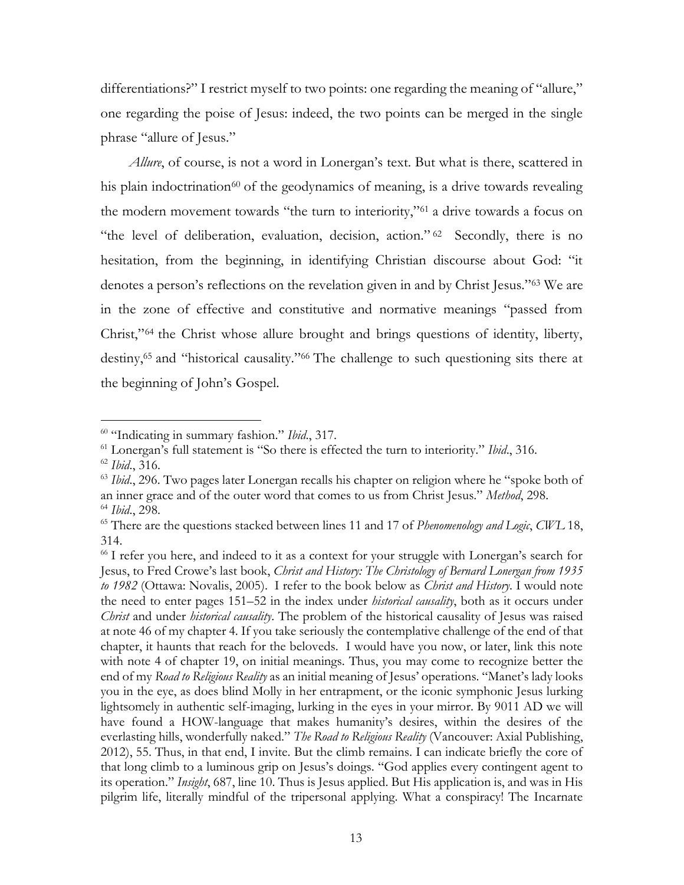differentiations?" I restrict myself to two points: one regarding the meaning of "allure," one regarding the poise of Jesus: indeed, the two points can be merged in the single phrase "allure of Jesus."

*Allure*, of course, is not a word in Lonergan's text. But what is there, scattered in his plain indoctrination[60] of the geodynamics of meaning, is a drive towards revealing the modern movement towards "the turn to interiority,"[61] a drive towards a focus on "the level of deliberation, evaluation, decision, action."[62] Secondly, there is no hesitation, from the beginning, in identifying Christian discourse about God: "it denotes a person's reflections on the revelation given in and by Christ Jesus."[63] We are in the zone of effective and constitutive and normative meanings "passed from Christ,"[64] the Christ whose allure brought and brings questions of identity, liberty, destiny,[65] and "historical causality."[66] The challenge to such questioning sits there at the beginning of John's Gospel.

---

[60] "Indicating in summary fashion." *Ibid*., 317.

[61] Lonergan's full statement is "So there is effected the turn to interiority." *Ibid*., 316.

[62] *Ibid*., 316.

[63] *Ibid*., 296. Two pages later Lonergan recalls his chapter on religion where he "spoke both of an inner grace and of the outer word that comes to us from Christ Jesus." *Method*, 298.

[64] *Ibid*., 298.

[65] There are the questions stacked between lines 11 and 17 of *Phenomenology and Logic*, *CWL* 18, 314.

[66] I refer you here, and indeed to it as a context for your struggle with Lonergan's search for Jesus, to Fred Crowe's last book, *Christ and History: The Christology of Bernard Lonergan from 1935 to 1982* (Ottawa: Novalis, 2005). I refer to the book below as *Christ and History*. I would note the need to enter pages 151–52 in the index under *historical causality*, both as it occurs under *Christ* and under *historical causality*. The problem of the historical causality of Jesus was raised at note 46 of my chapter 4. If you take seriously the contemplative challenge of the end of that chapter, it haunts that reach for the beloveds. I would have you now, or later, link this note with note 4 of chapter 19, on initial meanings. Thus, you may come to recognize better the end of my *Road to Religious Reality* as an initial meaning of Jesus' operations. "Manet's lady looks you in the eye, as does blind Molly in her entrapment, or the iconic symphonic Jesus lurking lightsomely in authentic self-imaging, lurking in the eyes in your mirror. By 9011 AD we will have found a HOW-language that makes humanity's desires, within the desires of the everlasting hills, wonderfully naked." *The Road to Religious Reality* (Vancouver: Axial Publishing, 2012), 55. Thus, in that end, I invite. But the climb remains. I can indicate briefly the core of that long climb to a luminous grip on Jesus's doings. "God applies every contingent agent to its operation." *Insight*, 687, line 10. Thus is Jesus applied. But His application is, and was in His pilgrim life, literally mindful of the tripersonal applying. What a conspiracy! The Incarnate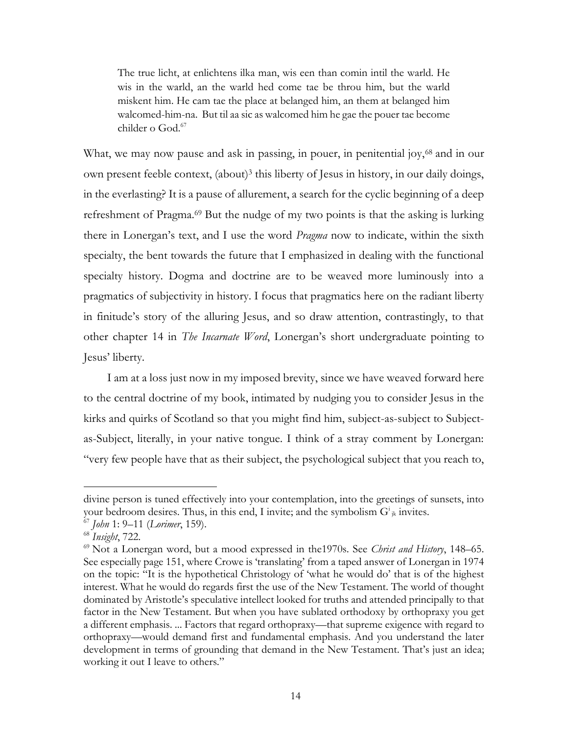> The true licht, at enlichtens ilka man, wis een than comin intil the warld. He wis in the warld, an the warld hed come tae be throu him, but the warld miskent him. He cam tae the place at belanged him, an them at belanged him walcomed-him-na. But til aa sic as walcomed him he gae the pouer tae become childer o God.[67]

What, we may now pause and ask in passing, in pouer, in penitential joy,[68] and in our own present feeble context, (about)[3] this liberty of Jesus in history, in our daily doings, in the everlasting? It is a pause of allurement, a search for the cyclic beginning of a deep refreshment of Pragma.[69] But the nudge of my two points is that the asking is lurking there in Lonergan's text, and I use the word *Pragma* now to indicate, within the sixth specialty, the bent towards the future that I emphasized in dealing with the functional specialty history. Dogma and doctrine are to be weaved more luminously into a pragmatics of subjectivity in history. I focus that pragmatics here on the radiant liberty in finitude's story of the alluring Jesus, and so draw attention, contrastingly, to that other chapter 14 in *The Incarnate Word*, Lonergan's short undergraduate pointing to Jesus' liberty.

I am at a loss just now in my imposed brevity, since we have weaved forward here to the central doctrine of my book, intimated by nudging you to consider Jesus in the kirks and quirks of Scotland so that you might find him, subject-as-subject to Subject-as-Subject, literally, in your native tongue. I think of a stray comment by Lonergan: "very few people have that as their subject, the psychological subject that you reach to,

---

divine person is tuned effectively into your contemplation, into the greetings of sunsets, into your bedroom desires. Thus, in this end, I invite; and the symbolism $G^{i}_{jk}$ invites.

[67] *John* 1: 9–11 (*Lorimer*, 159).

[68] *Insight*, 722.

[69] Not a Lonergan word, but a mood expressed in the1970s. See *Christ and History*, 148–65. See especially page 151, where Crowe is 'translating' from a taped answer of Lonergan in 1974 on the topic: "It is the hypothetical Christology of 'what he would do' that is of the highest interest. What he would do regards first the use of the New Testament. The world of thought dominated by Aristotle's speculative intellect looked for truths and attended principally to that factor in the New Testament. But when you have sublated orthodoxy by orthopraxy you get a different emphasis. ... Factors that regard orthopraxy—that supreme exigence with regard to orthopraxy—would demand first and fundamental emphasis. And you understand the later development in terms of grounding that demand in the New Testament. That's just an idea; working it out I leave to others."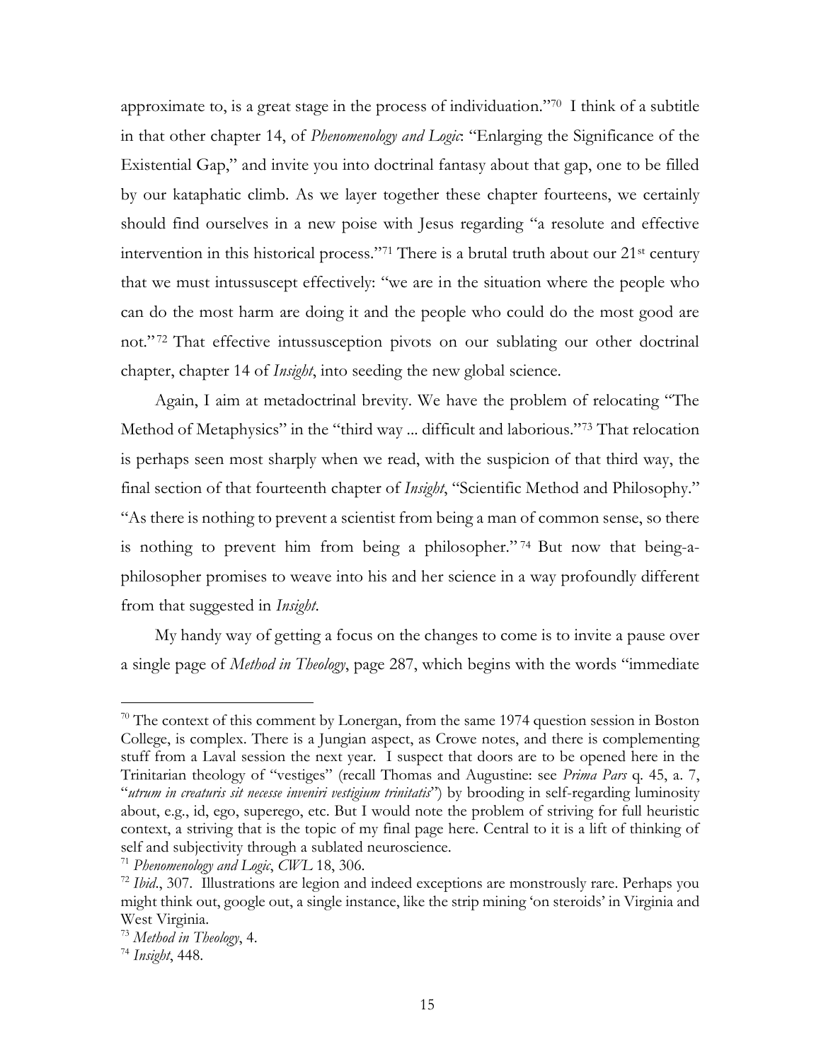approximate to, is a great stage in the process of individuation."[70] I think of a subtitle in that other chapter 14, of *Phenomenology and Logic*: "Enlarging the Significance of the Existential Gap," and invite you into doctrinal fantasy about that gap, one to be filled by our kataphatic climb. As we layer together these chapter fourteens, we certainly should find ourselves in a new poise with Jesus regarding "a resolute and effective intervention in this historical process."[71] There is a brutal truth about our 21st century that we must intussuscept effectively: "we are in the situation where the people who can do the most harm are doing it and the people who could do the most good are not."[72] That effective intussusception pivots on our sublating our other doctrinal chapter, chapter 14 of *Insight*, into seeding the new global science.

Again, I aim at metadoctrinal brevity. We have the problem of relocating "The Method of Metaphysics" in the "third way ... difficult and laborious."[73] That relocation is perhaps seen most sharply when we read, with the suspicion of that third way, the final section of that fourteenth chapter of *Insight*, "Scientific Method and Philosophy." "As there is nothing to prevent a scientist from being a man of common sense, so there is nothing to prevent him from being a philosopher."[74] But now that being-a-philosopher promises to weave into his and her science in a way profoundly different from that suggested in *Insight*.

My handy way of getting a focus on the changes to come is to invite a pause over a single page of *Method in Theology*, page 287, which begins with the words "immediate

---

[70] The context of this comment by Lonergan, from the same 1974 question session in Boston College, is complex. There is a Jungian aspect, as Crowe notes, and there is complementing stuff from a Laval session the next year. I suspect that doors are to be opened here in the Trinitarian theology of "vestiges" (recall Thomas and Augustine: see *Prima Pars* q. 45, a. 7, "*utrum in creaturis sit necesse inveniri vestigium trinitatis*") by brooding in self-regarding luminosity about, e.g., id, ego, superego, etc. But I would note the problem of striving for full heuristic context, a striving that is the topic of my final page here. Central to it is a lift of thinking of self and subjectivity through a sublated neuroscience.

[71] *Phenomenology and Logic*, *CWL* 18, 306.

[72] *Ibid*., 307. Illustrations are legion and indeed exceptions are monstrously rare. Perhaps you might think out, google out, a single instance, like the strip mining 'on steroids' in Virginia and West Virginia.

[73] *Method in Theology*, 4.

[74] *Insight*, 448.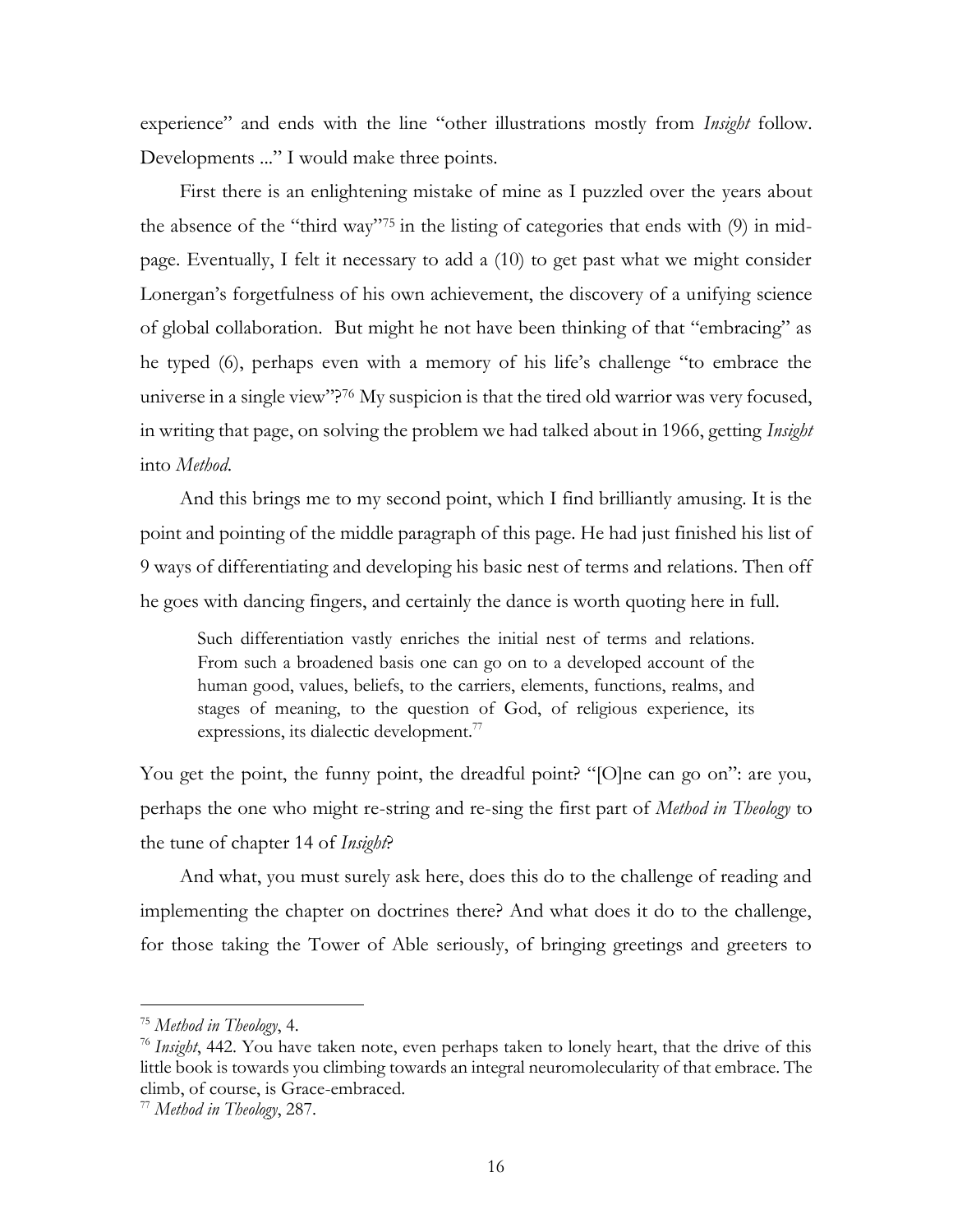experience" and ends with the line "other illustrations mostly from *Insight* follow. Developments ..." I would make three points.

First there is an enlightening mistake of mine as I puzzled over the years about the absence of the "third way"[75] in the listing of categories that ends with (9) in mid-page. Eventually, I felt it necessary to add a (10) to get past what we might consider Lonergan's forgetfulness of his own achievement, the discovery of a unifying science of global collaboration. But might he not have been thinking of that "embracing" as he typed (6), perhaps even with a memory of his life's challenge "to embrace the universe in a single view"?[76] My suspicion is that the tired old warrior was very focused, in writing that page, on solving the problem we had talked about in 1966, getting *Insight* into *Method*.

And this brings me to my second point, which I find brilliantly amusing. It is the point and pointing of the middle paragraph of this page. He had just finished his list of 9 ways of differentiating and developing his basic nest of terms and relations. Then off he goes with dancing fingers, and certainly the dance is worth quoting here in full.

> Such differentiation vastly enriches the initial nest of terms and relations. From such a broadened basis one can go on to a developed account of the human good, values, beliefs, to the carriers, elements, functions, realms, and stages of meaning, to the question of God, of religious experience, its expressions, its dialectic development.[77]

You get the point, the funny point, the dreadful point? "[O]ne can go on": are you, perhaps the one who might re-string and re-sing the first part of *Method in Theology* to the tune of chapter 14 of *Insight*?

And what, you must surely ask here, does this do to the challenge of reading and implementing the chapter on doctrines there? And what does it do to the challenge, for those taking the Tower of Able seriously, of bringing greetings and greeters to

---

[75] *Method in Theology*, 4.

[76] *Insight*, 442. You have taken note, even perhaps taken to lonely heart, that the drive of this little book is towards you climbing towards an integral neuromolecularity of that embrace. The climb, of course, is Grace-embraced.

[77] *Method in Theology*, 287.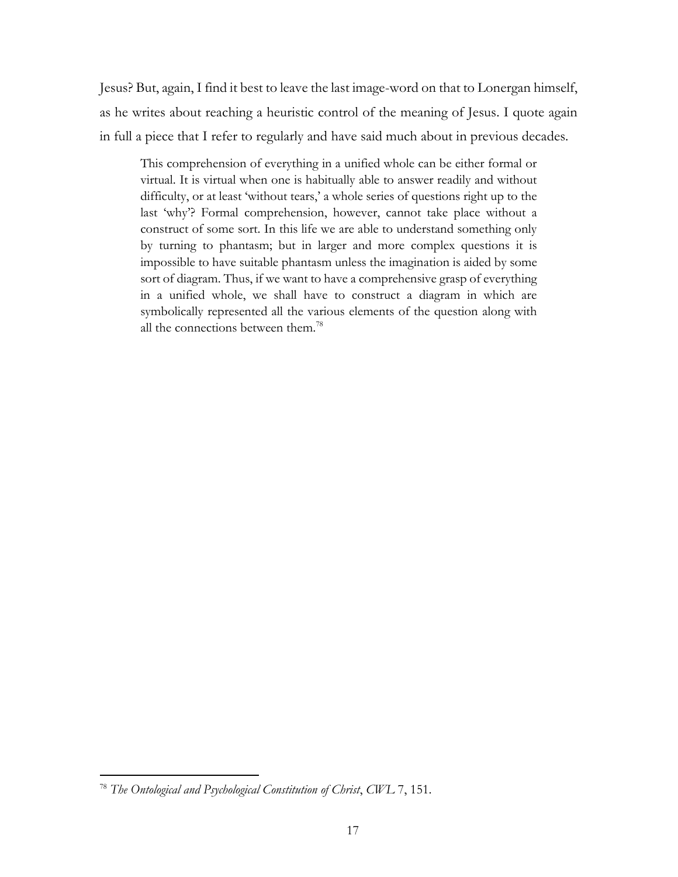Jesus? But, again, I find it best to leave the last image-word on that to Lonergan himself, as he writes about reaching a heuristic control of the meaning of Jesus. I quote again in full a piece that I refer to regularly and have said much about in previous decades.

> This comprehension of everything in a unified whole can be either formal or virtual. It is virtual when one is habitually able to answer readily and without difficulty, or at least 'without tears,' a whole series of questions right up to the last 'why'? Formal comprehension, however, cannot take place without a construct of some sort. In this life we are able to understand something only by turning to phantasm; but in larger and more complex questions it is impossible to have suitable phantasm unless the imagination is aided by some sort of diagram. Thus, if we want to have a comprehensive grasp of everything in a unified whole, we shall have to construct a diagram in which are symbolically represented all the various elements of the question along with all the connections between them.[78]

[78] *The Ontological and Psychological Constitution of Christ*, *CWL* 7, 151.